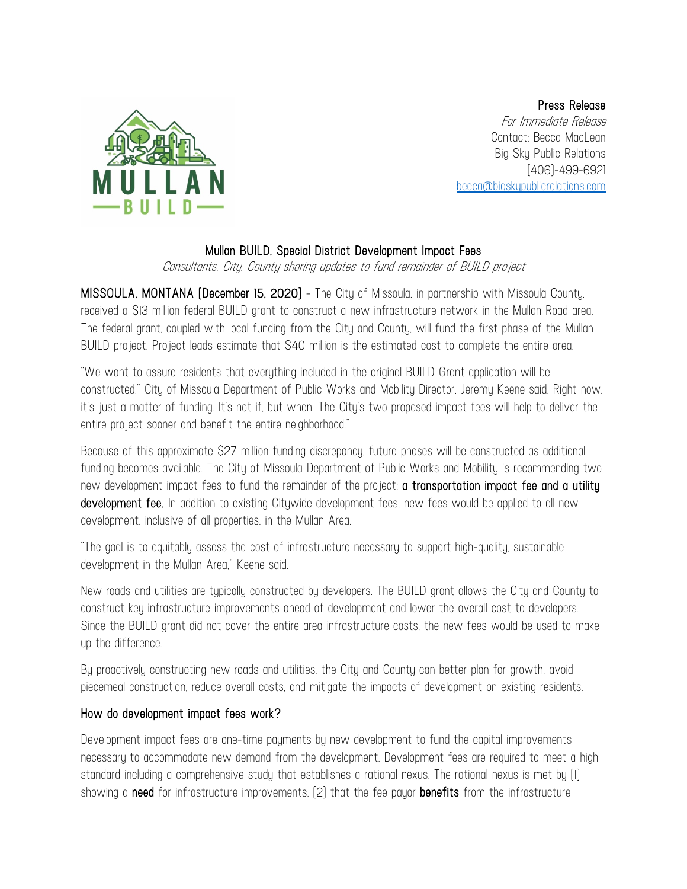MULLAN BUILD

**Press Release**

*For Immediate Release*

Contact: Becca MacLean

Big Sky Public Relations

(406)-499-6921

becca@bigskypublicrelations.com

## Mullan BUILD, Special District Development Impact Fees

*Consultants, City, County sharing updates to fund remainder of BUILD project*

**MISSOULA, MONTANA (December 15, 2020)** - The City of Missoula, in partnership with Missoula County, received a $13 million federal BUILD grant to construct a new infrastructure network in the Mullan Road area. The federal grant, coupled with local funding from the City and County, will fund the first phase of the Mullan BUILD project. Project leads estimate that $40 million is the estimated cost to complete the entire area.

"We want to assure residents that everything included in the original BUILD Grant application will be constructed," City of Missoula Department of Public Works and Mobility Director, Jeremy Keene said. Right now, it's just a matter of funding. It's not if, but when. The City's two proposed impact fees will help to deliver the entire project sooner and benefit the entire neighborhood."

Because of this approximate $27 million funding discrepancy, future phases will be constructed as additional funding becomes available. The City of Missoula Department of Public Works and Mobility is recommending two new development impact fees to fund the remainder of the project: **a transportation impact fee and a utility development fee.** In addition to existing Citywide development fees, new fees would be applied to all new development, inclusive of all properties, in the Mullan Area.

"The goal is to equitably assess the cost of infrastructure necessary to support high-quality, sustainable development in the Mullan Area," Keene said.

New roads and utilities are typically constructed by developers. The BUILD grant allows the City and County to construct key infrastructure improvements ahead of development and lower the overall cost to developers. Since the BUILD grant did not cover the entire area infrastructure costs, the new fees would be used to make up the difference.

By proactively constructing new roads and utilities, the City and County can better plan for growth, avoid piecemeal construction, reduce overall costs, and mitigate the impacts of development on existing residents.

### How do development impact fees work?

Development impact fees are one-time payments by new development to fund the capital improvements necessary to accommodate new demand from the development. Development fees are required to meet a high standard including a comprehensive study that establishes a rational nexus. The rational nexus is met by (1) showing a **need** for infrastructure improvements, (2) that the fee payor **benefits** from the infrastructure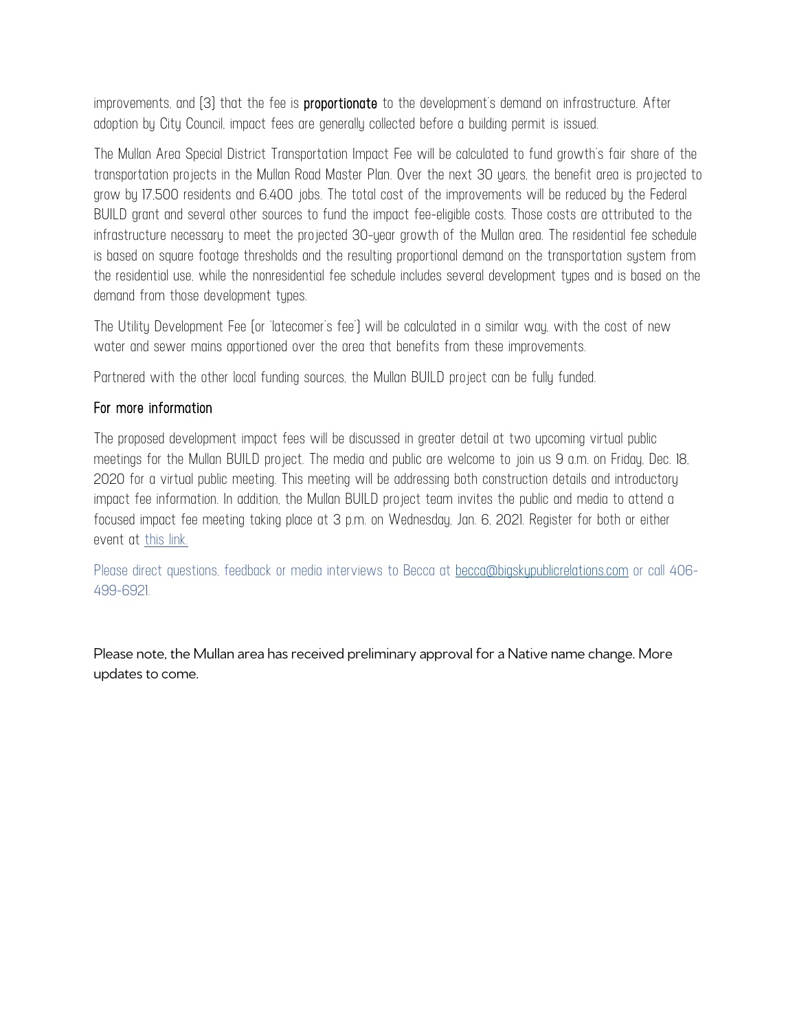improvements, and (3) that the fee is **proportionate** to the development's demand on infrastructure. After adoption by City Council, impact fees are generally collected before a building permit is issued.

The Mullan Area Special District Transportation Impact Fee will be calculated to fund growth's fair share of the transportation projects in the Mullan Road Master Plan. Over the next 30 years, the benefit area is projected to grow by 17,500 residents and 6,400 jobs. The total cost of the improvements will be reduced by the Federal BUILD grant and several other sources to fund the impact fee-eligible costs. Those costs are attributed to the infrastructure necessary to meet the projected 30-year growth of the Mullan area. The residential fee schedule is based on square footage thresholds and the resulting proportional demand on the transportation system from the residential use, while the nonresidential fee schedule includes several development types and is based on the demand from those development types.

The Utility Development Fee (or 'latecomer's fee') will be calculated in a similar way, with the cost of new water and sewer mains apportioned over the area that benefits from these improvements.

Partnered with the other local funding sources, the Mullan BUILD project can be fully funded.

### For more information

The proposed development impact fees will be discussed in greater detail at two upcoming virtual public meetings for the Mullan BUILD project. The media and public are welcome to join us 9 a.m. on Friday, Dec. 18, 2020 for a virtual public meeting. This meeting will be addressing both construction details and introductory impact fee information. In addition, the Mullan BUILD project team invites the public and media to attend a focused impact fee meeting taking place at 3 p.m. on Wednesday, Jan. 6, 2021. Register for both or either event at [this link.]()

Please direct questions, feedback or media interviews to Becca at becca@bigskypublicrelations.com or call 406-499-6921.

Please note, the Mullan area has received preliminary approval for a Native name change. More updates to come.